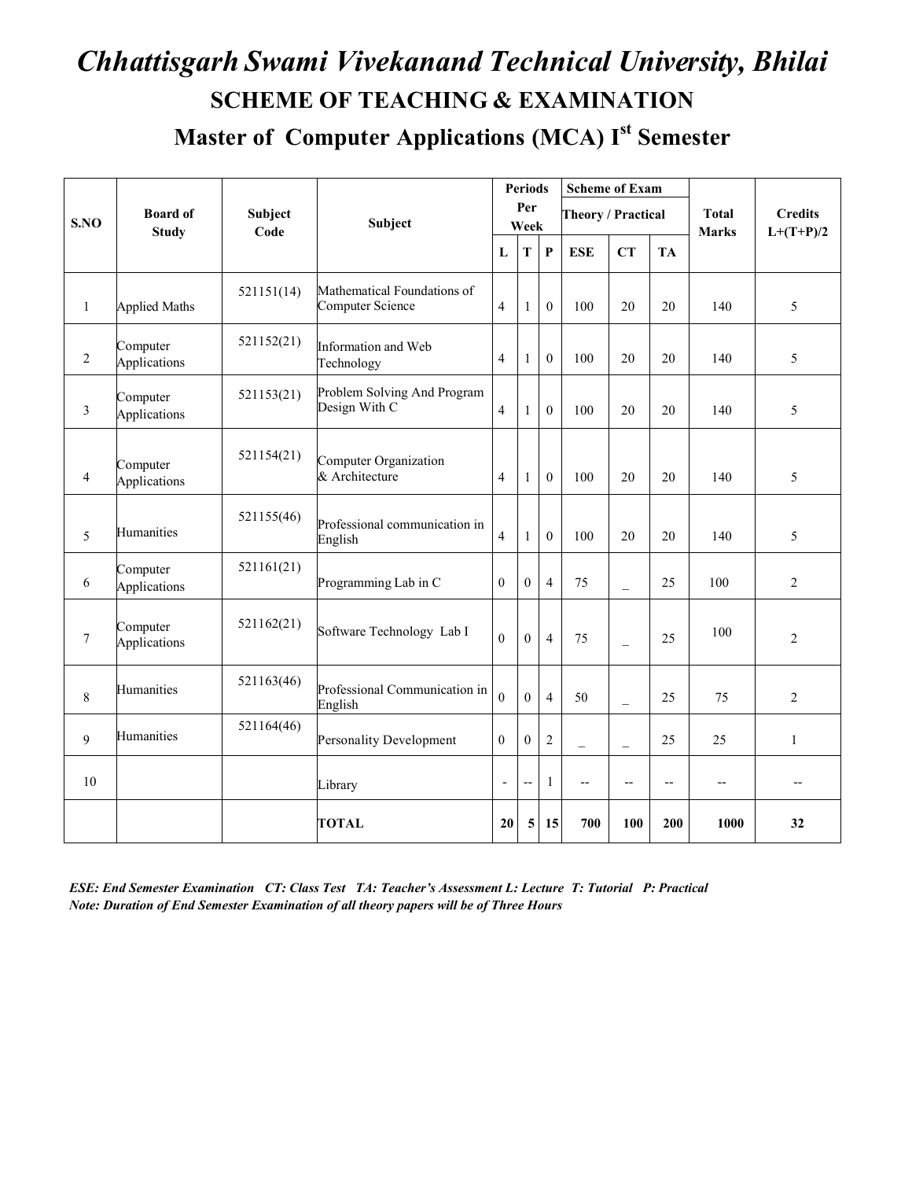# *Chhattisgarh Swami Vivekanand Technical University, Bhilai*

## SCHEME OF TEACHING & EXAMINATION

## Master of Computer Applications (MCA) I$^{st}$ Semester

| S.NO | Board of Study | Subject Code | Subject | Periods Per Week | | | Scheme of Exam Theory / Practical | | | Total Marks | Credits L+(T+P)/2 |
|---|---|---|---|---|---|---|---|---|---|---|---|
| | | | | L | T | P | ESE | CT | TA | | |
| 1 | Applied Maths | 521151(14) | Mathematical Foundations of Computer Science | 4 | 1 | 0 | 100 | 20 | 20 | 140 | 5 |
| 2 | Computer Applications | 521152(21) | Information and Web Technology | 4 | 1 | 0 | 100 | 20 | 20 | 140 | 5 |
| 3 | Computer Applications | 521153(21) | Problem Solving And Program Design With C | 4 | 1 | 0 | 100 | 20 | 20 | 140 | 5 |
| 4 | Computer Applications | 521154(21) | Computer Organization & Architecture | 4 | 1 | 0 | 100 | 20 | 20 | 140 | 5 |
| 5 | Humanities | 521155(46) | Professional communication in English | 4 | 1 | 0 | 100 | 20 | 20 | 140 | 5 |
| 6 | Computer Applications | 521161(21) | Programming Lab in C | 0 | 0 | 4 | 75 | _ | 25 | 100 | 2 |
| 7 | Computer Applications | 521162(21) | Software Technology Lab I | 0 | 0 | 4 | 75 | _ | 25 | 100 | 2 |
| 8 | Humanities | 521163(46) | Professional Communication in English | 0 | 0 | 4 | 50 | _ | 25 | 75 | 2 |
| 9 | Humanities | 521164(46) | Personality Development | 0 | 0 | 2 | _ | _ | 25 | 25 | 1 |
| 10 | | | Library | - | -- | 1 | -- | -- | -- | -- | -- |
| | | | **TOTAL** | **20** | **5** | **15** | **700** | **100** | **200** | **1000** | **32** |

***ESE: End Semester Examination CT: Class Test TA: Teacher's Assessment L: Lecture T: Tutorial P: Practical***
***Note: Duration of End Semester Examination of all theory papers will be of Three Hours***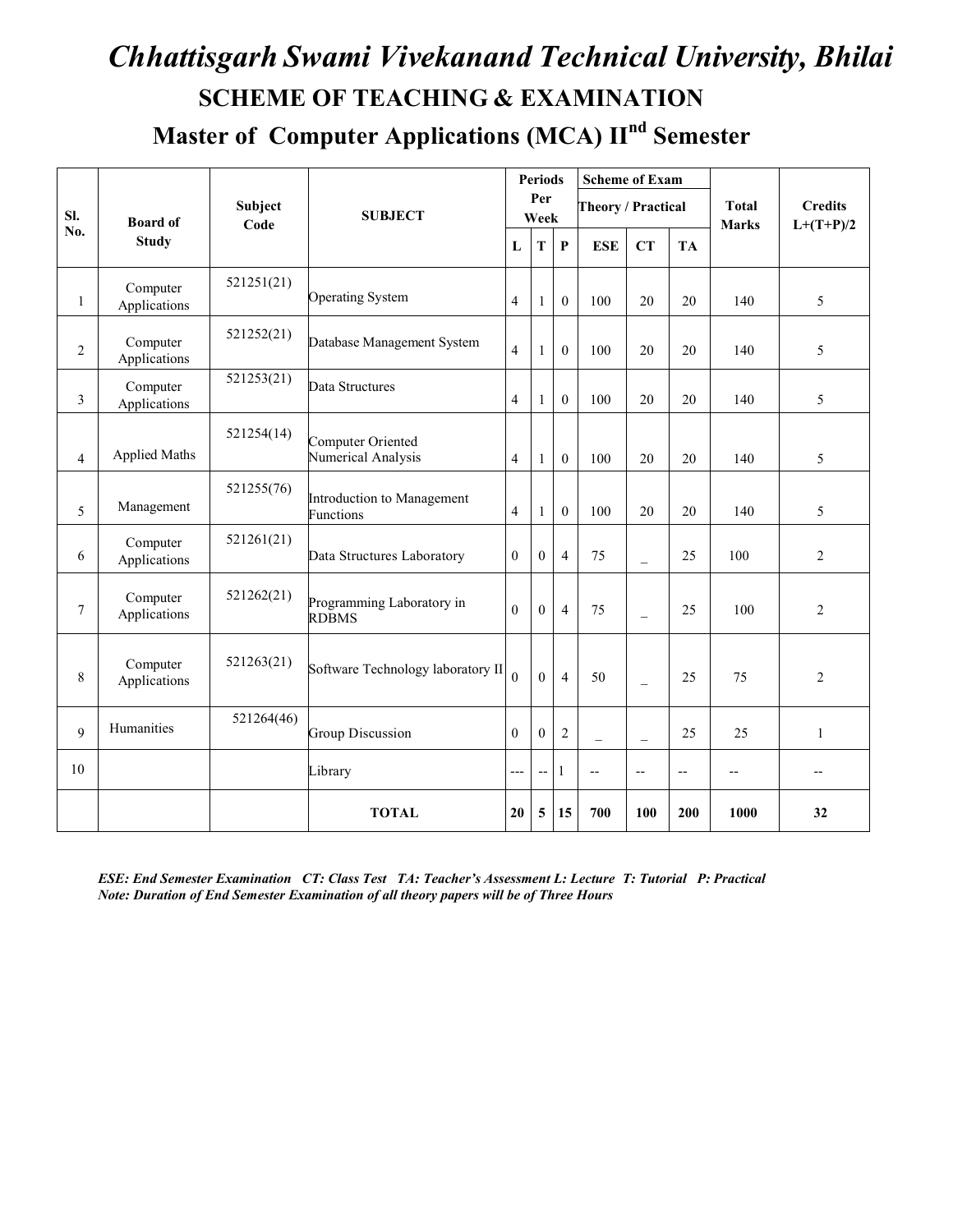# *Chhattisgarh Swami Vivekanand Technical University, Bhilai*

## SCHEME OF TEACHING & EXAMINATION

## Master of Computer Applications (MCA) II$^{nd}$ Semester

| Sl. No. | Board of Study | Subject Code | SUBJECT | Periods Per Week | | | Scheme of Exam Theory / Practical | | | Total Marks | Credits L+(T+P)/2 |
|---|---|---|---|---|---|---|---|---|---|---|---|
| | | | | L | T | P | ESE | CT | TA | | |
| 1 | Computer Applications | 521251(21) | Operating System | 4 | 1 | 0 | 100 | 20 | 20 | 140 | 5 |
| 2 | Computer Applications | 521252(21) | Database Management System | 4 | 1 | 0 | 100 | 20 | 20 | 140 | 5 |
| 3 | Computer Applications | 521253(21) | Data Structures | 4 | 1 | 0 | 100 | 20 | 20 | 140 | 5 |
| 4 | Applied Maths | 521254(14) | Computer Oriented Numerical Analysis | 4 | 1 | 0 | 100 | 20 | 20 | 140 | 5 |
| 5 | Management | 521255(76) | Introduction to Management Functions | 4 | 1 | 0 | 100 | 20 | 20 | 140 | 5 |
| 6 | Computer Applications | 521261(21) | Data Structures Laboratory | 0 | 0 | 4 | 75 | _ | 25 | 100 | 2 |
| 7 | Computer Applications | 521262(21) | Programming Laboratory in RDBMS | 0 | 0 | 4 | 75 | _ | 25 | 100 | 2 |
| 8 | Computer Applications | 521263(21) | Software Technology laboratory II | 0 | 0 | 4 | 50 | _ | 25 | 75 | 2 |
| 9 | Humanities | 521264(46) | Group Discussion | 0 | 0 | 2 | _ | _ | 25 | 25 | 1 |
| 10 | | | Library | --- | -- | 1 | -- | -- | -- | -- | -- |
| | | | **TOTAL** | **20** | **5** | **15** | **700** | **100** | **200** | **1000** | **32** |

***ESE: End Semester Examination CT: Class Test TA: Teacher's Assessment L: Lecture T: Tutorial P: Practical***
***Note: Duration of End Semester Examination of all theory papers will be of Three Hours***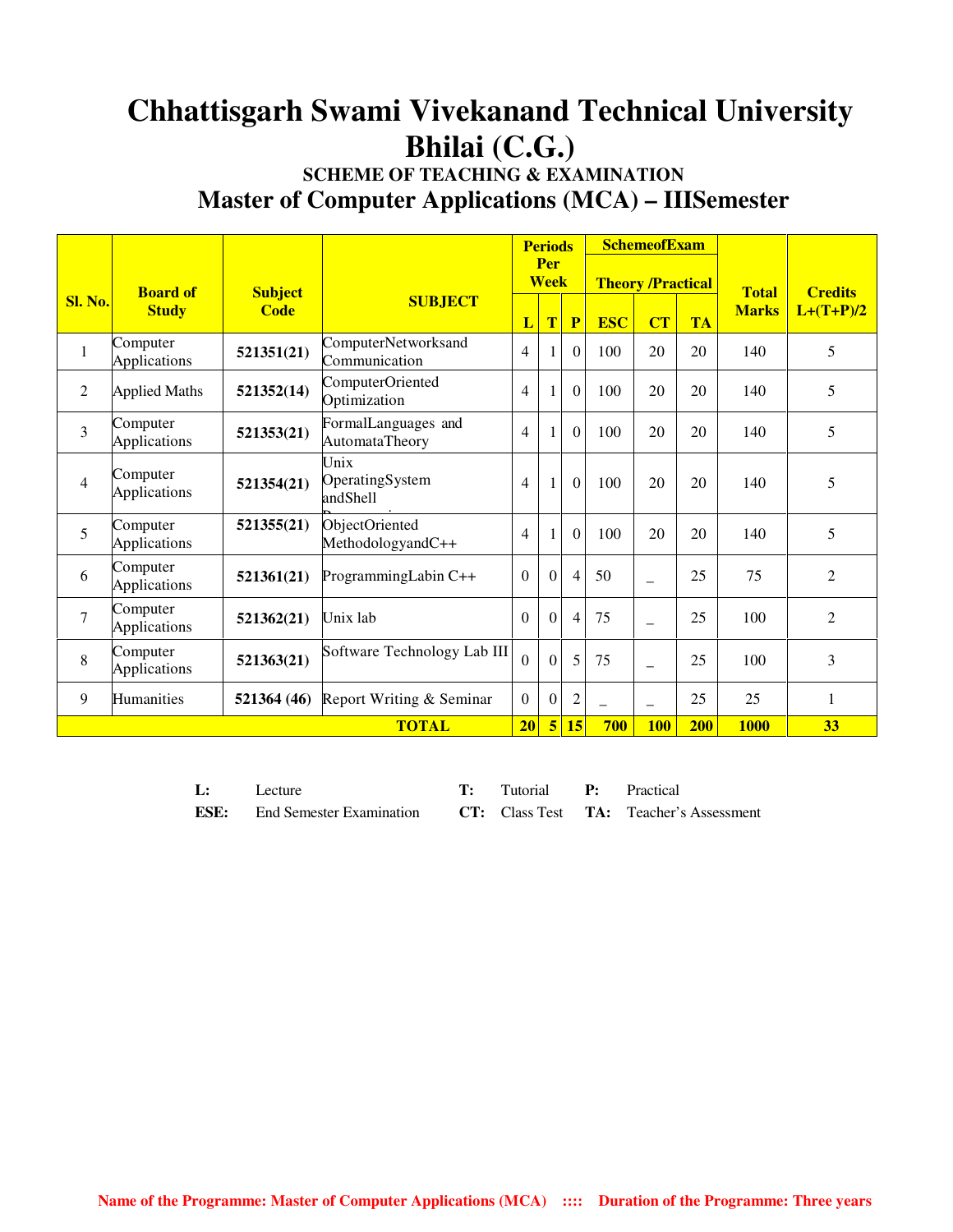# Chhattisgarh Swami Vivekanand Technical University Bhilai (C.G.)

## SCHEME OF TEACHING & EXAMINATION

## Master of Computer Applications (MCA) – IIISemester

| Sl. No. | Board of Study | Subject Code | SUBJECT | Periods Per Week | | | SchemeofExam Theory /Practical | | | Total Marks | Credits L+(T+P)/2 |
|---|---|---|---|---|---|---|---|---|---|---|---|
| | | | | L | T | P | ESC | CT | TA | | |
| 1 | Computer Applications | 521351(21) | ComputerNetworksand Communication | 4 | 1 | 0 | 100 | 20 | 20 | 140 | 5 |
| 2 | Applied Maths | 521352(14) | ComputerOriented Optimization | 4 | 1 | 0 | 100 | 20 | 20 | 140 | 5 |
| 3 | Computer Applications | 521353(21) | FormalLanguages and AutomataTheory | 4 | 1 | 0 | 100 | 20 | 20 | 140 | 5 |
| 4 | Computer Applications | 521354(21) | Unix OperatingSystem andShell Programming | 4 | 1 | 0 | 100 | 20 | 20 | 140 | 5 |
| 5 | Computer Applications | 521355(21) | ObjectOriented MethodologyandC++ | 4 | 1 | 0 | 100 | 20 | 20 | 140 | 5 |
| 6 | Computer Applications | 521361(21) | ProgrammingLabin C++ | 0 | 0 | 4 | 50 | _ | 25 | 75 | 2 |
| 7 | Computer Applications | 521362(21) | Unix lab | 0 | 0 | 4 | 75 | _ | 25 | 100 | 2 |
| 8 | Computer Applications | 521363(21) | Software Technology Lab III | 0 | 0 | 5 | 75 | _ | 25 | 100 | 3 |
| 9 | Humanities | 521364 (46) | Report Writing & Seminar | 0 | 0 | 2 | _ | _ | 25 | 25 | 1 |
| | | | **TOTAL** | **20** | **5** | **15** | **700** | **100** | **200** | **1000** | **33** |

**L:** Lecture  **T:** Tutorial  **P:** Practical
**ESE:** End Semester Examination  **CT:** Class Test  **TA:** Teacher's Assessment

**Name of the Programme: Master of Computer Applications (MCA) :::: Duration of the Programme: Three years**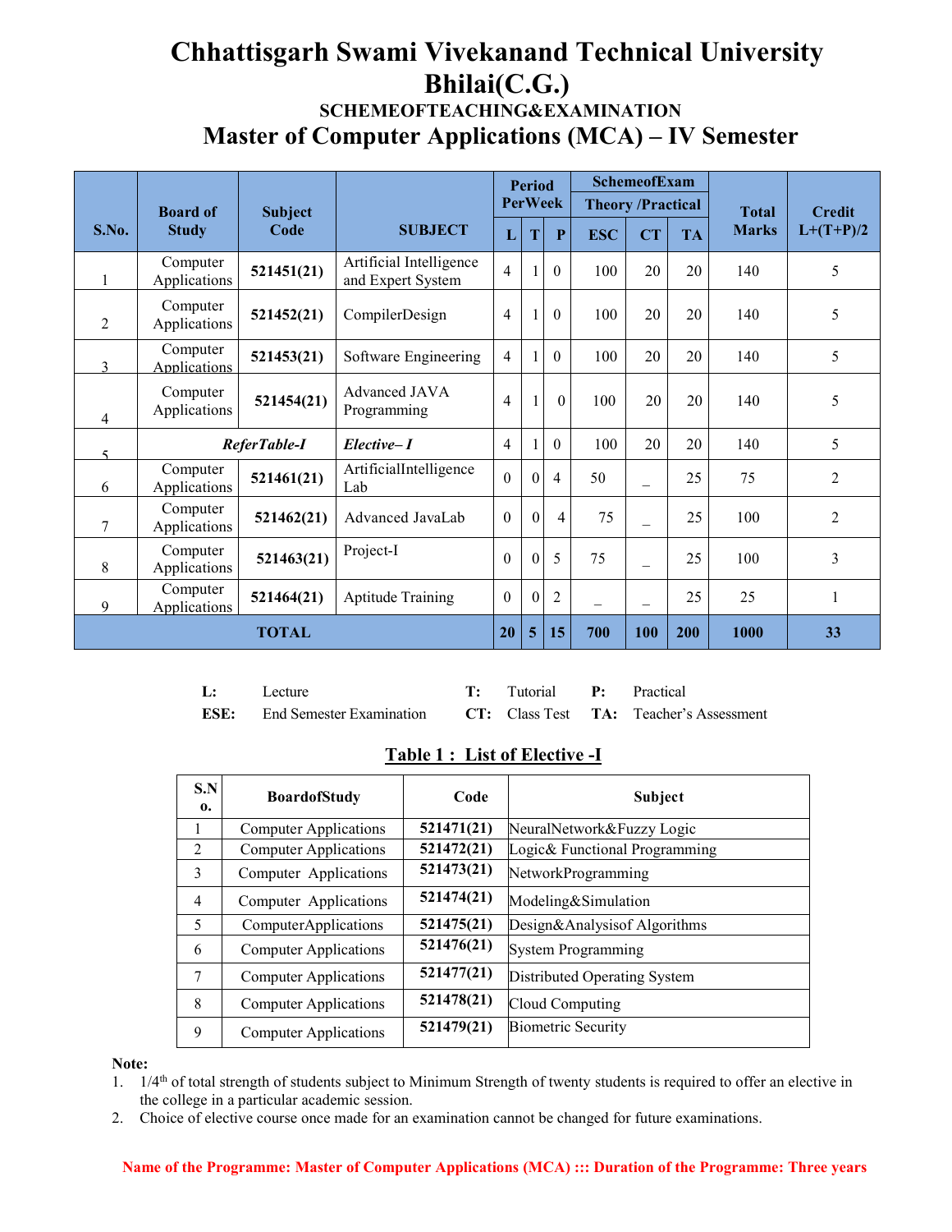# Chhattisgarh Swami Vivekanand Technical University Bhilai(C.G.)

### SCHEMEOFTEACHING&EXAMINATION

## Master of Computer Applications (MCA) – IV Semester

| S.No. | Board of Study | Subject Code | SUBJECT | Period PerWeek | | | SchemeofExam Theory /Practical | | | Total Marks | Credit L+(T+P)/2 |
|---|---|---|---|---|---|---|---|---|---|---|---|
| | | | | L | T | P | ESC | CT | TA | | |
| 1 | Computer Applications | **521451(21)** | Artificial Intelligence and Expert System | 4 | 1 | 0 | 100 | 20 | 20 | 140 | 5 |
| 2 | Computer Applications | **521452(21)** | CompilerDesign | 4 | 1 | 0 | 100 | 20 | 20 | 140 | 5 |
| 3 | Computer Applications | **521453(21)** | Software Engineering | 4 | 1 | 0 | 100 | 20 | 20 | 140 | 5 |
| 4 | Computer Applications | **521454(21)** | Advanced JAVA Programming | 4 | 1 | 0 | 100 | 20 | 20 | 140 | 5 |
| 5 | ***ReferTable-I*** | | ***Elective– I*** | 4 | 1 | 0 | 100 | 20 | 20 | 140 | 5 |
| 6 | Computer Applications | **521461(21)** | ArtificialIntelligence Lab | 0 | 0 | 4 | 50 | _ | 25 | 75 | 2 |
| 7 | Computer Applications | **521462(21)** | Advanced JavaLab | 0 | 0 | 4 | 75 | _ | 25 | 100 | 2 |
| 8 | Computer Applications | **521463(21)** | Project-I | 0 | 0 | 5 | 75 | _ | 25 | 100 | 3 |
| 9 | Computer Applications | **521464(21)** | Aptitude Training | 0 | 0 | 2 | _ | _ | 25 | 25 | 1 |
| **TOTAL** | | | | **20** | **5** | **15** | **700** | **100** | **200** | **1000** | **33** |

**L:** Lecture **T:** Tutorial **P:** Practical
**ESE:** End Semester Examination **CT:** Class Test **TA:** Teacher's Assessment

**Table 1 : List of Elective -I**

| S.No. | BoardofStudy | Code | Subject |
|---|---|---|---|
| 1 | Computer Applications | **521471(21)** | NeuralNetwork&Fuzzy Logic |
| 2 | Computer Applications | **521472(21)** | Logic& Functional Programming |
| 3 | Computer Applications | **521473(21)** | NetworkProgramming |
| 4 | Computer Applications | **521474(21)** | Modeling&Simulation |
| 5 | ComputerApplications | **521475(21)** | Design&Analysisof Algorithms |
| 6 | Computer Applications | **521476(21)** | System Programming |
| 7 | Computer Applications | **521477(21)** | Distributed Operating System |
| 8 | Computer Applications | **521478(21)** | Cloud Computing |
| 9 | Computer Applications | **521479(21)** | Biometric Security |

**Note:**

1. 1/4th of total strength of students subject to Minimum Strength of twenty students is required to offer an elective in the college in a particular academic session.
2. Choice of elective course once made for an examination cannot be changed for future examinations.

**Name of the Programme: Master of Computer Applications (MCA) ::: Duration of the Programme: Three years**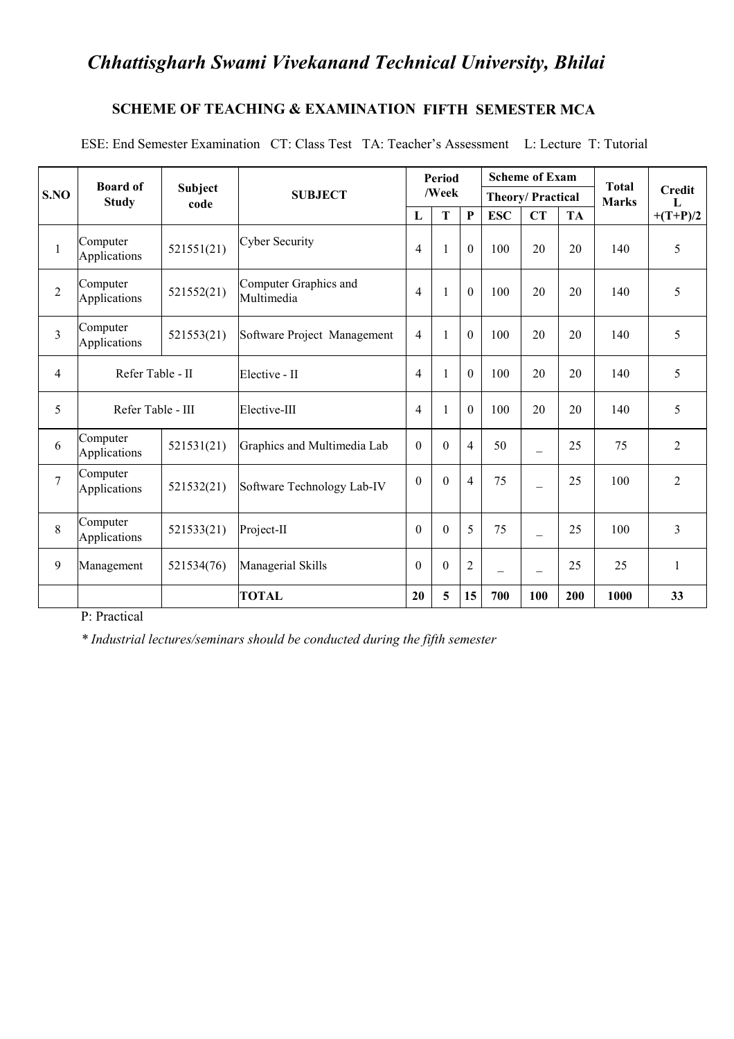# *Chhattisgarh Swami Vivekanand Technical University, Bhilai*

## SCHEME OF TEACHING & EXAMINATION FIFTH SEMESTER MCA

ESE: End Semester Examination CT: Class Test TA: Teacher's Assessment L: Lecture T: Tutorial

| S.NO | Board of Study | Subject code | SUBJECT | Period /Week | | | Scheme of Exam Theory/ Practical | | | Total Marks | Credit L +(T+P)/2 |
|---|---|---|---|---|---|---|---|---|---|---|---|
| | | | | L | T | P | ESC | CT | TA | | |
| 1 | Computer Applications | 521551(21) | Cyber Security | 4 | 1 | 0 | 100 | 20 | 20 | 140 | 5 |
| 2 | Computer Applications | 521552(21) | Computer Graphics and Multimedia | 4 | 1 | 0 | 100 | 20 | 20 | 140 | 5 |
| 3 | Computer Applications | 521553(21) | Software Project Management | 4 | 1 | 0 | 100 | 20 | 20 | 140 | 5 |
| 4 | Refer Table - II | | Elective - II | 4 | 1 | 0 | 100 | 20 | 20 | 140 | 5 |
| 5 | Refer Table - III | | Elective-III | 4 | 1 | 0 | 100 | 20 | 20 | 140 | 5 |
| 6 | Computer Applications | 521531(21) | Graphics and Multimedia Lab | 0 | 0 | 4 | 50 | _ | 25 | 75 | 2 |
| 7 | Computer Applications | 521532(21) | Software Technology Lab-IV | 0 | 0 | 4 | 75 | _ | 25 | 100 | 2 |
| 8 | Computer Applications | 521533(21) | Project-II | 0 | 0 | 5 | 75 | _ | 25 | 100 | 3 |
| 9 | Management | 521534(76) | Managerial Skills | 0 | 0 | 2 | _ | _ | 25 | 25 | 1 |
| | | | **TOTAL** | **20** | **5** | **15** | **700** | **100** | **200** | **1000** | **33** |

P: Practical

*\* Industrial lectures/seminars should be conducted during the fifth semester*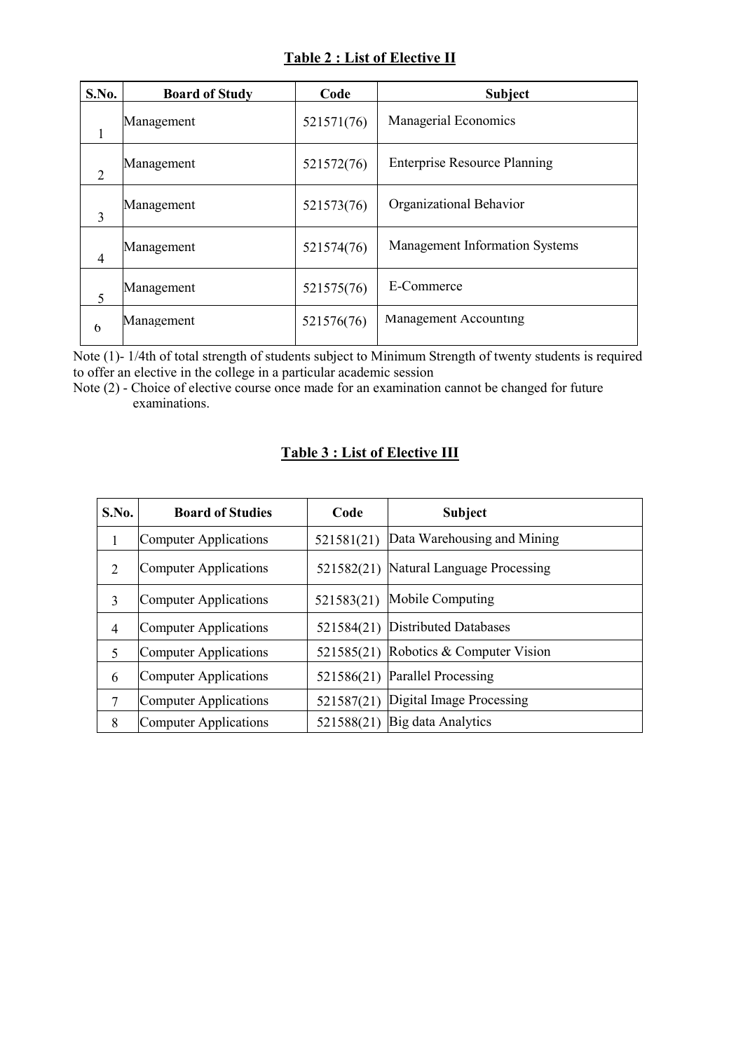## Table 2 : List of Elective II

| S.No. | Board of Study | Code | Subject |
|---|---|---|---|
| 1 | Management | 521571(76) | Managerial Economics |
| 2 | Management | 521572(76) | Enterprise Resource Planning |
| 3 | Management | 521573(76) | Organizational Behavior |
| 4 | Management | 521574(76) | Management Information Systems |
| 5 | Management | 521575(76) | E-Commerce |
| 6 | Management | 521576(76) | Management Accounting |

Note (1)- 1/4th of total strength of students subject to Minimum Strength of twenty students is required to offer an elective in the college in a particular academic session

Note (2) - Choice of elective course once made for an examination cannot be changed for future examinations.

## Table 3 : List of Elective III

| S.No. | Board of Studies | Code | Subject |
|---|---|---|---|
| 1 | Computer Applications | 521581(21) | Data Warehousing and Mining |
| 2 | Computer Applications | 521582(21) | Natural Language Processing |
| 3 | Computer Applications | 521583(21) | Mobile Computing |
| 4 | Computer Applications | 521584(21) | Distributed Databases |
| 5 | Computer Applications | 521585(21) | Robotics & Computer Vision |
| 6 | Computer Applications | 521586(21) | Parallel Processing |
| 7 | Computer Applications | 521587(21) | Digital Image Processing |
| 8 | Computer Applications | 521588(21) | Big data Analytics |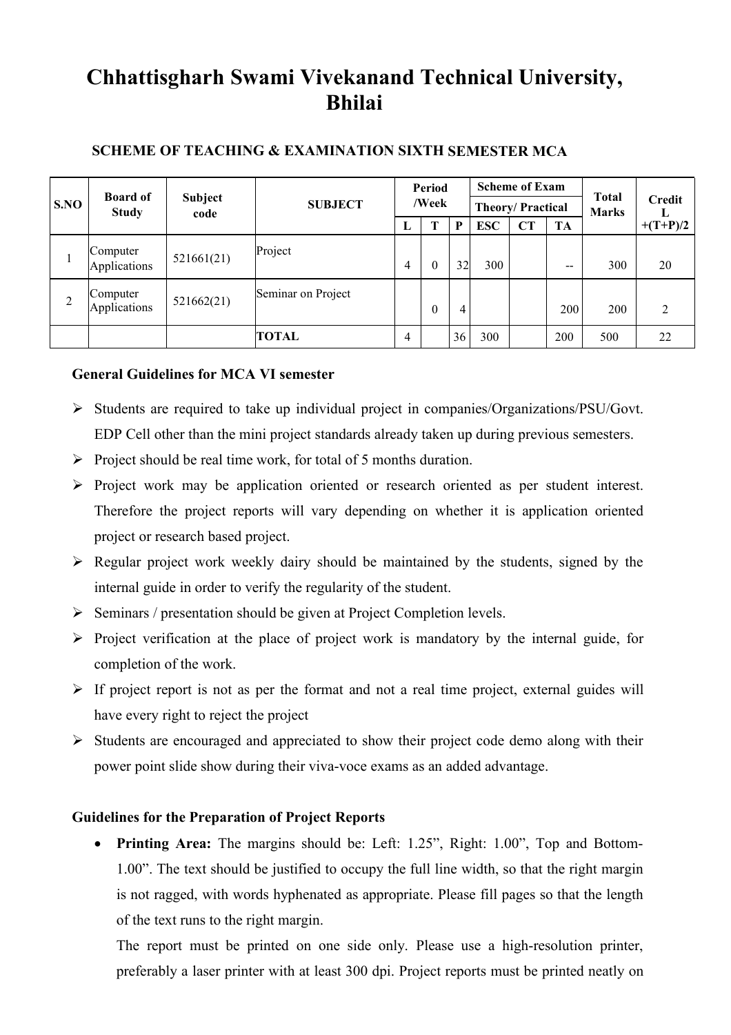# Chhattisgarh Swami Vivekanand Technical University, Bhilai

### SCHEME OF TEACHING & EXAMINATION SIXTH SEMESTER MCA

| S.NO | Board of Study | Subject code | SUBJECT | Period /Week | | | Scheme of Exam | | | Total Marks | Credit L +(T+P)/2 |
|---|---|---|---|---|---|---|---|---|---|---|---|
| | | | | | | | Theory/ Practical | | | | |
| | | | | L | T | P | ESC | CT | TA | | |
| 1 | Computer Applications | 521661(21) | Project | 4 | 0 | 32 | 300 | | -- | 300 | 20 |
| 2 | Computer Applications | 521662(21) | Seminar on Project | | 0 | 4 | | | 200 | 200 | 2 |
| | | | **TOTAL** | 4 | | 36 | 300 | | 200 | 500 | 22 |

**General Guidelines for MCA VI semester**

- Students are required to take up individual project in companies/Organizations/PSU/Govt. EDP Cell other than the mini project standards already taken up during previous semesters.
- Project should be real time work, for total of 5 months duration.
- Project work may be application oriented or research oriented as per student interest. Therefore the project reports will vary depending on whether it is application oriented project or research based project.
- Regular project work weekly dairy should be maintained by the students, signed by the internal guide in order to verify the regularity of the student.
- Seminars / presentation should be given at Project Completion levels.
- Project verification at the place of project work is mandatory by the internal guide, for completion of the work.
- If project report is not as per the format and not a real time project, external guides will have every right to reject the project
- Students are encouraged and appreciated to show their project code demo along with their power point slide show during their viva-voce exams as an added advantage.

**Guidelines for the Preparation of Project Reports**

- **Printing Area:** The margins should be: Left: 1.25", Right: 1.00", Top and Bottom- 1.00". The text should be justified to occupy the full line width, so that the right margin is not ragged, with words hyphenated as appropriate. Please fill pages so that the length of the text runs to the right margin.

  The report must be printed on one side only. Please use a high-resolution printer, preferably a laser printer with at least 300 dpi. Project reports must be printed neatly on